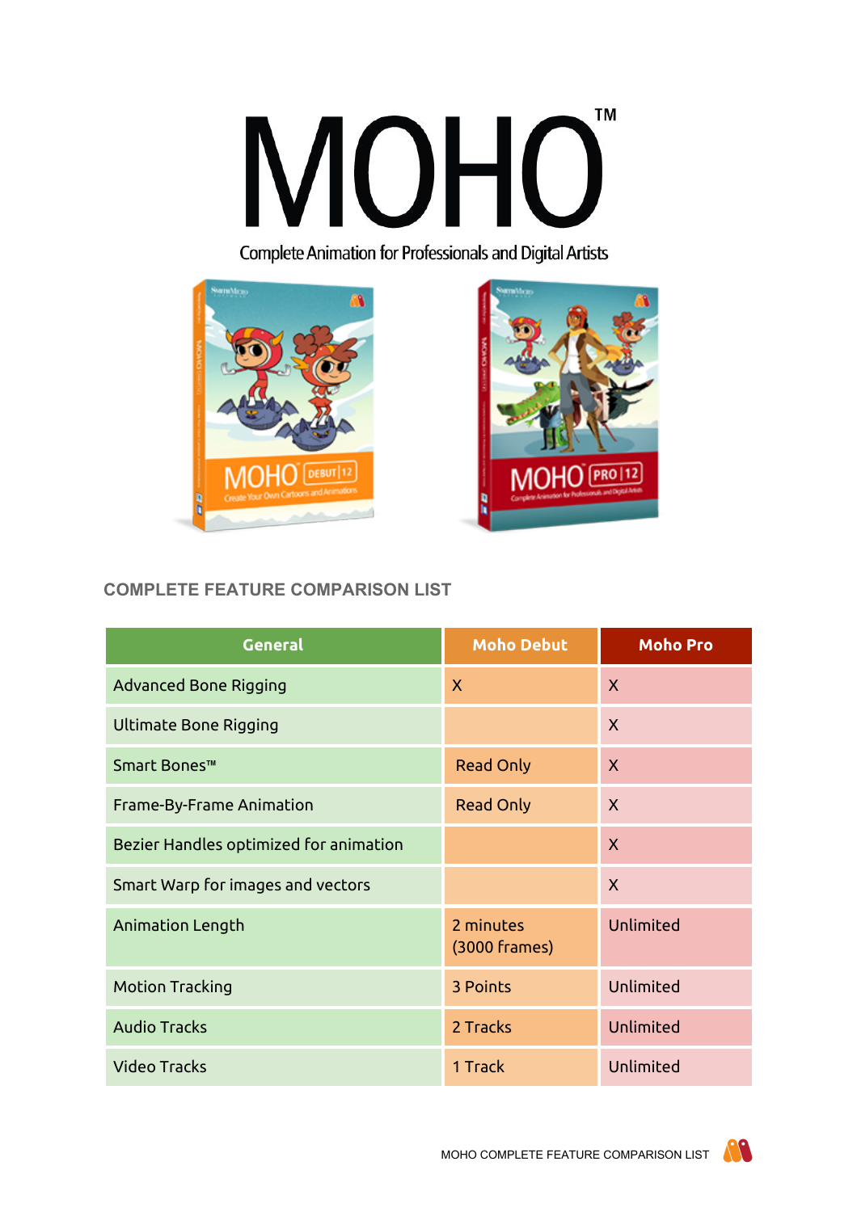# MOHO™

Complete Animation for Professionals and Digital Artists

## COMPLETE FEATURE COMPARISON LIST

| General | Moho Debut | Moho Pro |
|---|---|---|
| Advanced Bone Rigging | X | X |
| Ultimate Bone Rigging | | X |
| Smart Bones™ | Read Only | X |
| Frame-By-Frame Animation | Read Only | X |
| Bezier Handles optimized for animation | | X |
| Smart Warp for images and vectors | | X |
| Animation Length | 2 minutes (3000 frames) | Unlimited |
| Motion Tracking | 3 Points | Unlimited |
| Audio Tracks | 2 Tracks | Unlimited |
| Video Tracks | 1 Track | Unlimited |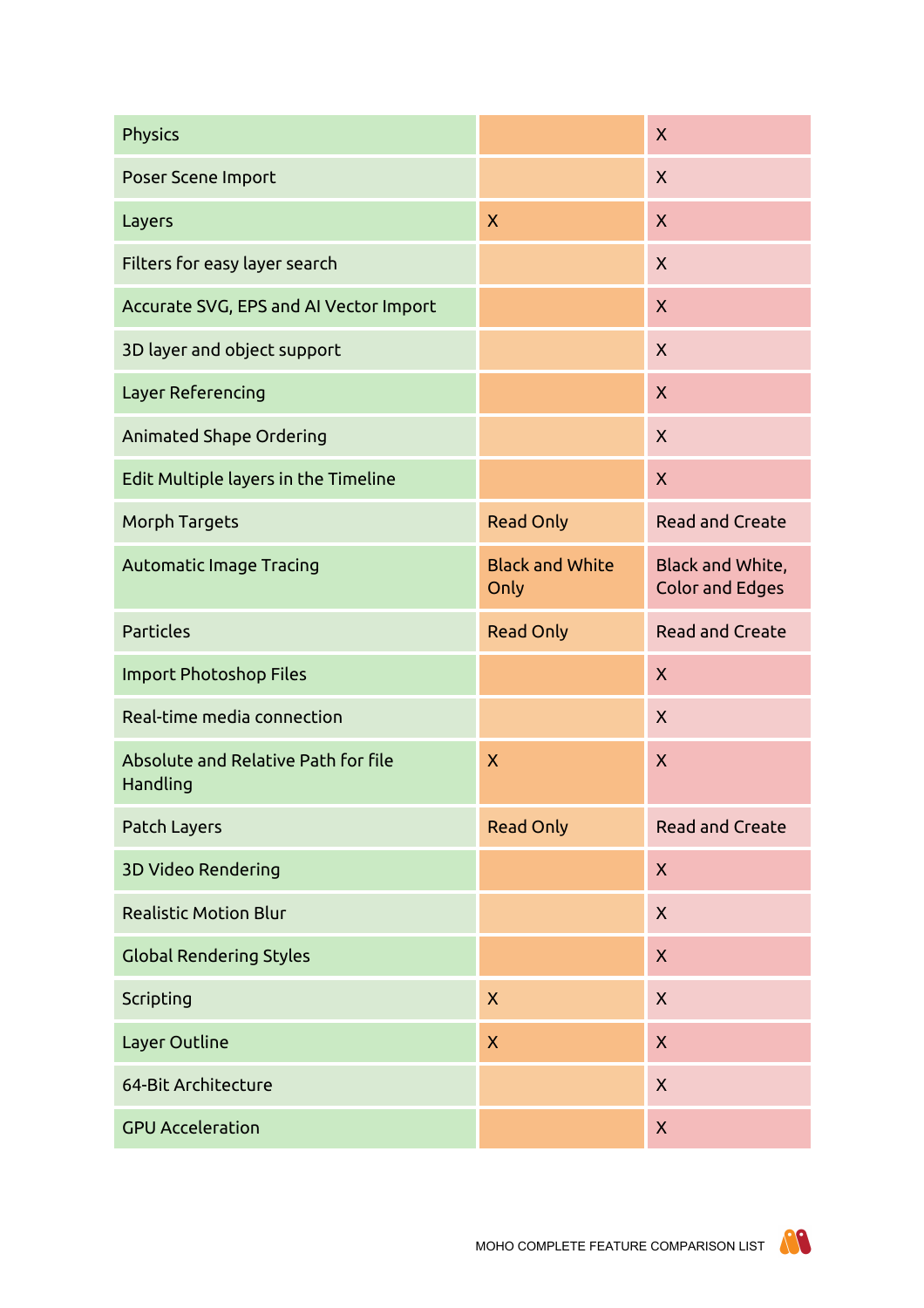| | | |
|---|---|---|
| Physics | | X |
| Poser Scene Import | | X |
| Layers | X | X |
| Filters for easy layer search | | X |
| Accurate SVG, EPS and AI Vector Import | | X |
| 3D layer and object support | | X |
| Layer Referencing | | X |
| Animated Shape Ordering | | X |
| Edit Multiple layers in the Timeline | | X |
| Morph Targets | Read Only | Read and Create |
| Automatic Image Tracing | Black and White Only | Black and White, Color and Edges |
| Particles | Read Only | Read and Create |
| Import Photoshop Files | | X |
| Real-time media connection | | X |
| Absolute and Relative Path for file Handling | X | X |
| Patch Layers | Read Only | Read and Create |
| 3D Video Rendering | | X |
| Realistic Motion Blur | | X |
| Global Rendering Styles | | X |
| Scripting | X | X |
| Layer Outline | X | X |
| 64-Bit Architecture | | X |
| GPU Acceleration | | X |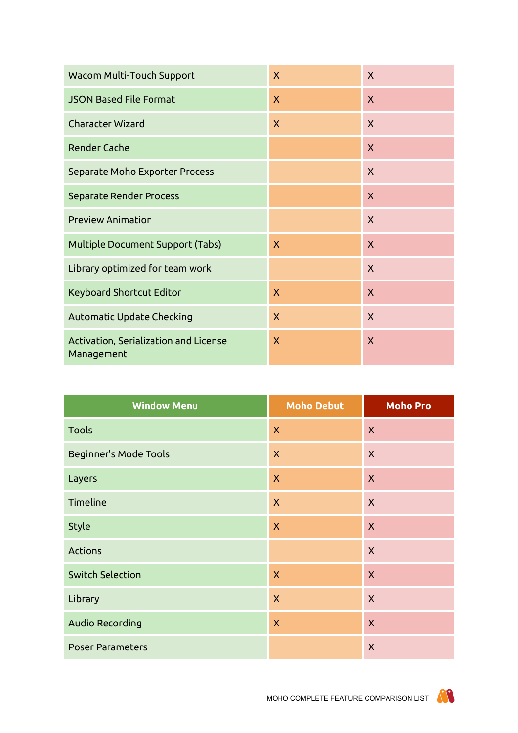| | | |
|---|---|---|
| Wacom Multi-Touch Support | X | X |
| JSON Based File Format | X | X |
| Character Wizard | X | X |
| Render Cache | | X |
| Separate Moho Exporter Process | | X |
| Separate Render Process | | X |
| Preview Animation | | X |
| Multiple Document Support (Tabs) | X | X |
| Library optimized for team work | | X |
| Keyboard Shortcut Editor | X | X |
| Automatic Update Checking | X | X |
| Activation, Serialization and License Management | X | X |

| Window Menu | Moho Debut | Moho Pro |
|---|---|---|
| Tools | X | X |
| Beginner's Mode Tools | X | X |
| Layers | X | X |
| Timeline | X | X |
| Style | X | X |
| Actions | | X |
| Switch Selection | X | X |
| Library | X | X |
| Audio Recording | X | X |
| Poser Parameters | | X |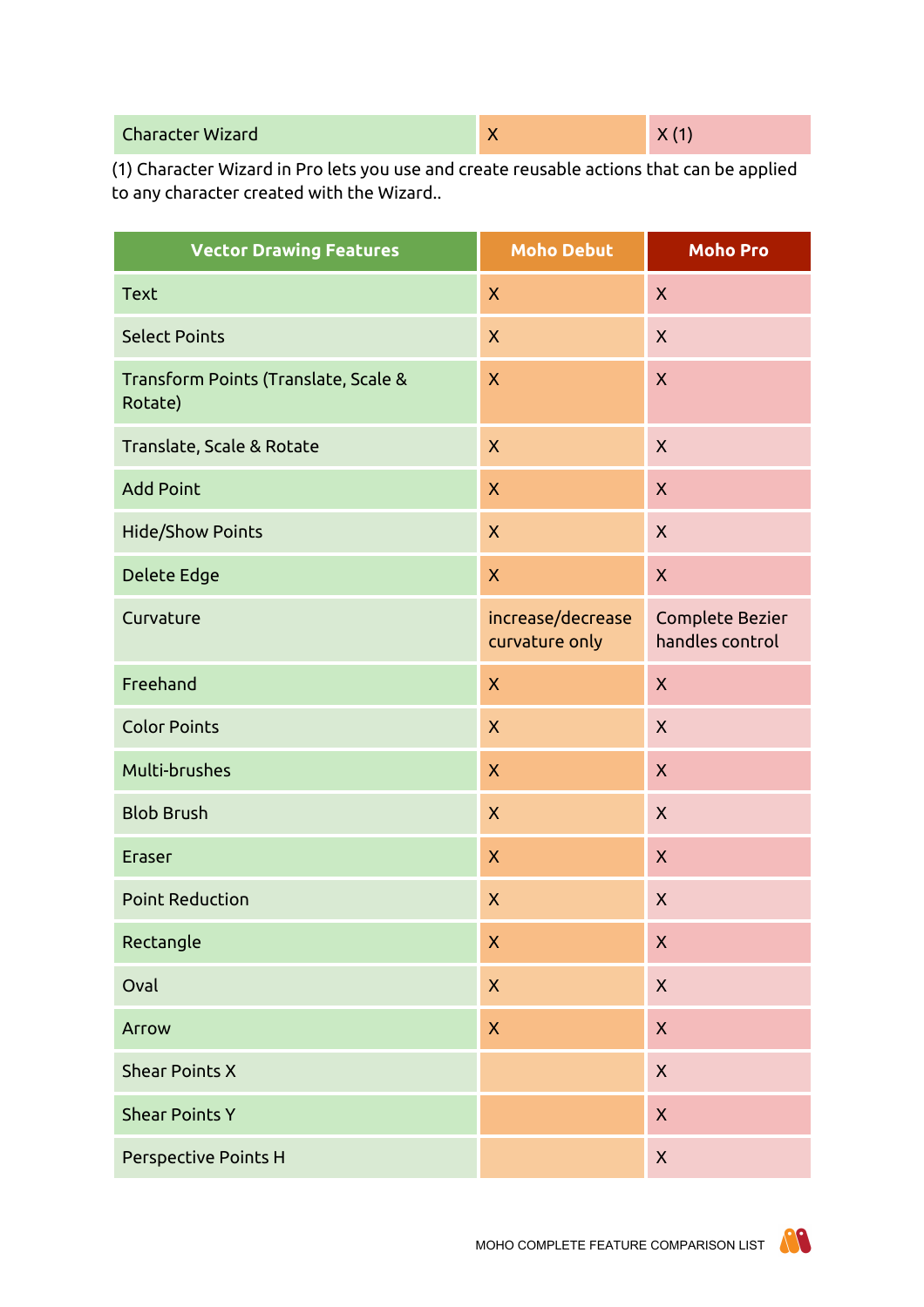| | | |
|---|---|---|
| Character Wizard | X | X (1) |

(1) Character Wizard in Pro lets you use and create reusable actions that can be applied to any character created with the Wizard..

| Vector Drawing Features | Moho Debut | Moho Pro |
|---|---|---|
| Text | X | X |
| Select Points | X | X |
| Transform Points (Translate, Scale & Rotate) | X | X |
| Translate, Scale & Rotate | X | X |
| Add Point | X | X |
| Hide/Show Points | X | X |
| Delete Edge | X | X |
| Curvature | increase/decrease curvature only | Complete Bezier handles control |
| Freehand | X | X |
| Color Points | X | X |
| Multi-brushes | X | X |
| Blob Brush | X | X |
| Eraser | X | X |
| Point Reduction | X | X |
| Rectangle | X | X |
| Oval | X | X |
| Arrow | X | X |
| Shear Points X | | X |
| Shear Points Y | | X |
| Perspective Points H | | X |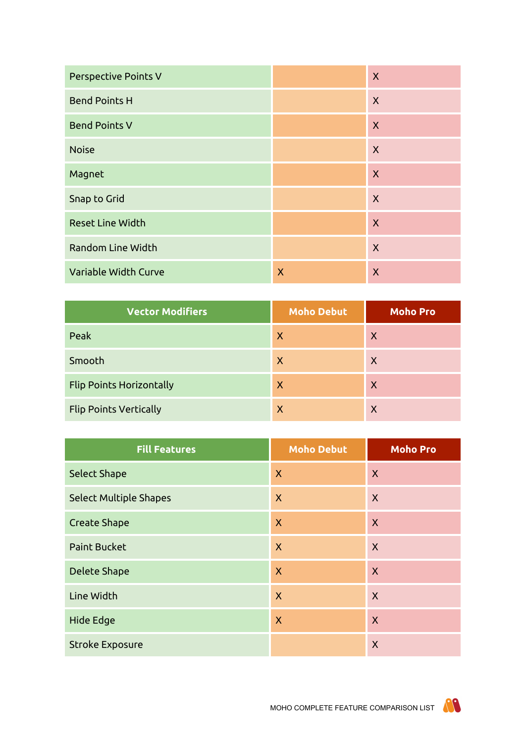| | | |
|---|---|---|
| Perspective Points V | | X |
| Bend Points H | | X |
| Bend Points V | | X |
| Noise | | X |
| Magnet | | X |
| Snap to Grid | | X |
| Reset Line Width | | X |
| Random Line Width | | X |
| Variable Width Curve | X | X |

| Vector Modifiers | Moho Debut | Moho Pro |
|---|---|---|
| Peak | X | X |
| Smooth | X | X |
| Flip Points Horizontally | X | X |
| Flip Points Vertically | X | X |

| Fill Features | Moho Debut | Moho Pro |
|---|---|---|
| Select Shape | X | X |
| Select Multiple Shapes | X | X |
| Create Shape | X | X |
| Paint Bucket | X | X |
| Delete Shape | X | X |
| Line Width | X | X |
| Hide Edge | X | X |
| Stroke Exposure | | X |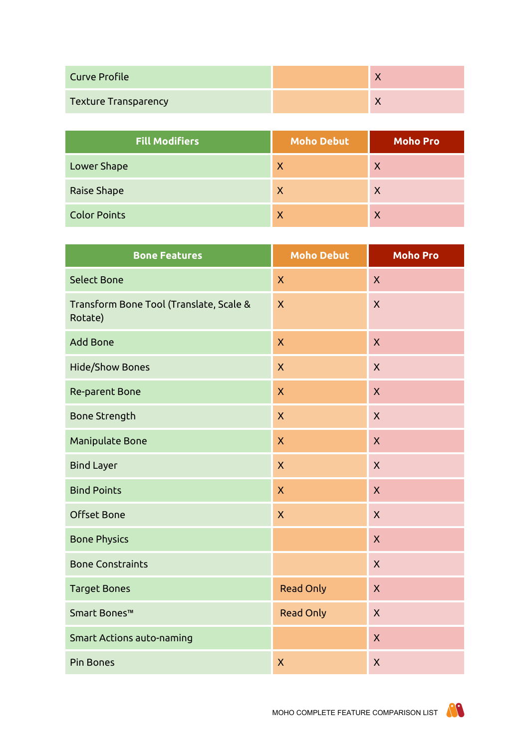| | | |
|---|---|---|
| Curve Profile | | X |
| Texture Transparency | | X |

| Fill Modifiers | Moho Debut | Moho Pro |
|---|---|---|
| Lower Shape | X | X |
| Raise Shape | X | X |
| Color Points | X | X |

| Bone Features | Moho Debut | Moho Pro |
|---|---|---|
| Select Bone | X | X |
| Transform Bone Tool (Translate, Scale & Rotate) | X | X |
| Add Bone | X | X |
| Hide/Show Bones | X | X |
| Re-parent Bone | X | X |
| Bone Strength | X | X |
| Manipulate Bone | X | X |
| Bind Layer | X | X |
| Bind Points | X | X |
| Offset Bone | X | X |
| Bone Physics | | X |
| Bone Constraints | | X |
| Target Bones | Read Only | X |
| Smart Bones™ | Read Only | X |
| Smart Actions auto-naming | | X |
| Pin Bones | X | X |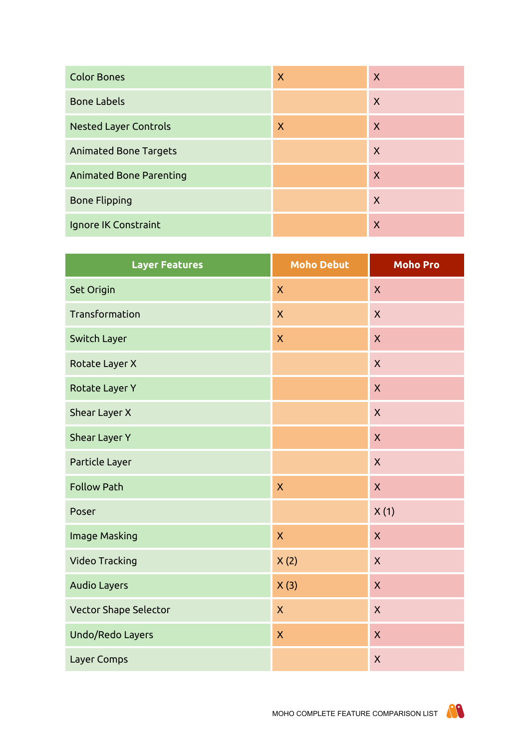| | | |
|---|---|---|
| Color Bones | X | X |
| Bone Labels | | X |
| Nested Layer Controls | X | X |
| Animated Bone Targets | | X |
| Animated Bone Parenting | | X |
| Bone Flipping | | X |
| Ignore IK Constraint | | X |

| Layer Features | Moho Debut | Moho Pro |
|---|---|---|
| Set Origin | X | X |
| Transformation | X | X |
| Switch Layer | X | X |
| Rotate Layer X | | X |
| Rotate Layer Y | | X |
| Shear Layer X | | X |
| Shear Layer Y | | X |
| Particle Layer | | X |
| Follow Path | X | X |
| Poser | | X (1) |
| Image Masking | X | X |
| Video Tracking | X (2) | X |
| Audio Layers | X (3) | X |
| Vector Shape Selector | X | X |
| Undo/Redo Layers | X | X |
| Layer Comps | | X |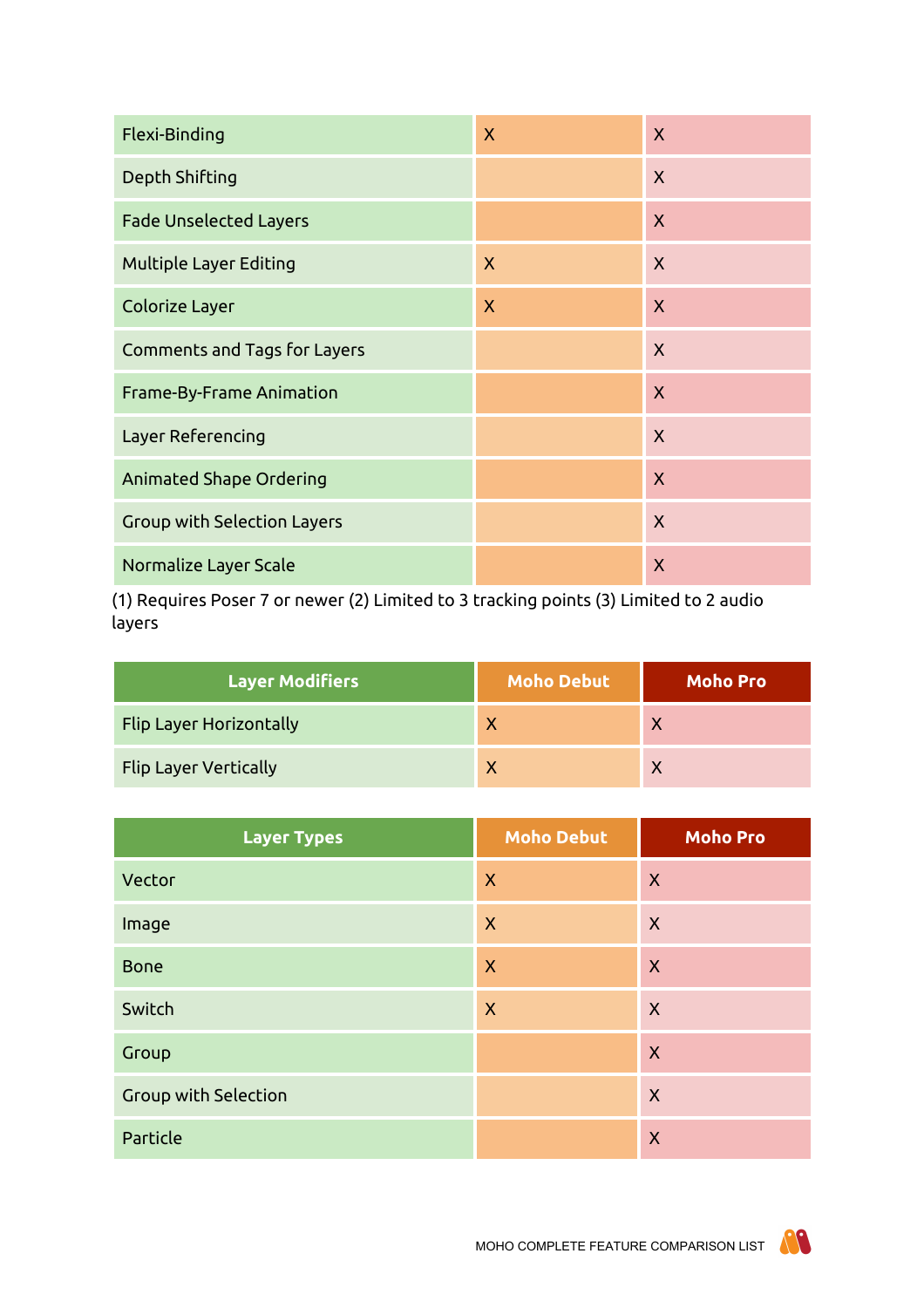| | | |
|---|---|---|
| Flexi-Binding | X | X |
| Depth Shifting | | X |
| Fade Unselected Layers | | X |
| Multiple Layer Editing | X | X |
| Colorize Layer | X | X |
| Comments and Tags for Layers | | X |
| Frame-By-Frame Animation | | X |
| Layer Referencing | | X |
| Animated Shape Ordering | | X |
| Group with Selection Layers | | X |
| Normalize Layer Scale | | X |

(1) Requires Poser 7 or newer (2) Limited to 3 tracking points (3) Limited to 2 audio layers

| Layer Modifiers | Moho Debut | Moho Pro |
|---|---|---|
| Flip Layer Horizontally | X | X |
| Flip Layer Vertically | X | X |

| Layer Types | Moho Debut | Moho Pro |
|---|---|---|
| Vector | X | X |
| Image | X | X |
| Bone | X | X |
| Switch | X | X |
| Group | | X |
| Group with Selection | | X |
| Particle | | X |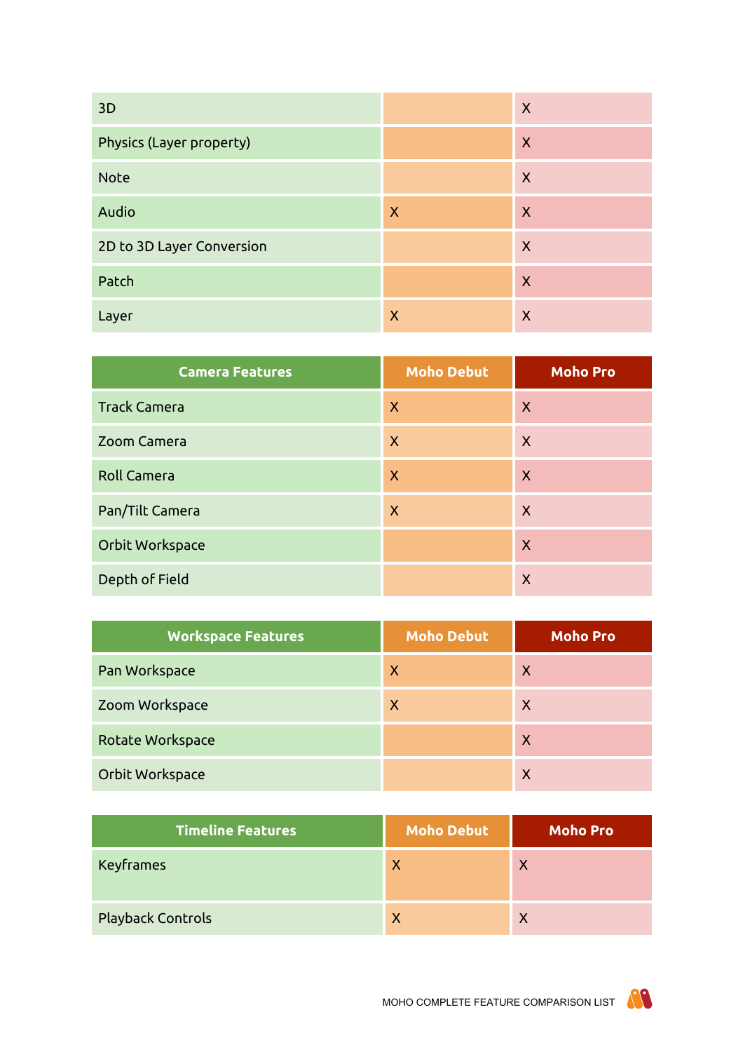| | | |
|---|---|---|
| 3D | | X |
| Physics (Layer property) | | X |
| Note | | X |
| Audio | X | X |
| 2D to 3D Layer Conversion | | X |
| Patch | | X |
| Layer | X | X |

| Camera Features | Moho Debut | Moho Pro |
|---|---|---|
| Track Camera | X | X |
| Zoom Camera | X | X |
| Roll Camera | X | X |
| Pan/Tilt Camera | X | X |
| Orbit Workspace | | X |
| Depth of Field | | X |

| Workspace Features | Moho Debut | Moho Pro |
|---|---|---|
| Pan Workspace | X | X |
| Zoom Workspace | X | X |
| Rotate Workspace | | X |
| Orbit Workspace | | X |

| Timeline Features | Moho Debut | Moho Pro |
|---|---|---|
| Keyframes | X | X |
| Playback Controls | X | X |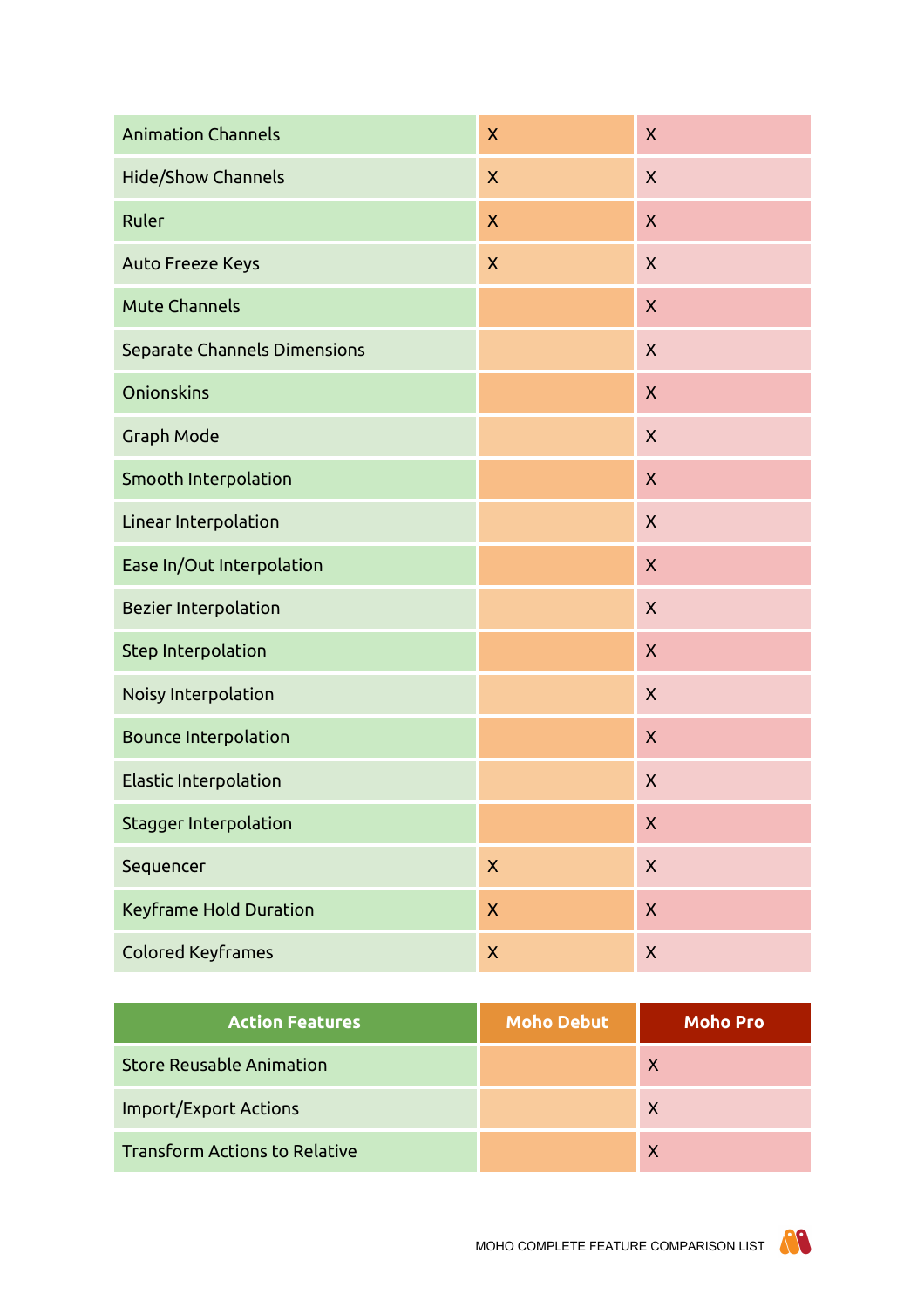| | | |
|---|---|---|
| Animation Channels | X | X |
| Hide/Show Channels | X | X |
| Ruler | X | X |
| Auto Freeze Keys | X | X |
| Mute Channels | | X |
| Separate Channels Dimensions | | X |
| Onionskins | | X |
| Graph Mode | | X |
| Smooth Interpolation | | X |
| Linear Interpolation | | X |
| Ease In/Out Interpolation | | X |
| Bezier Interpolation | | X |
| Step Interpolation | | X |
| Noisy Interpolation | | X |
| Bounce Interpolation | | X |
| Elastic Interpolation | | X |
| Stagger Interpolation | | X |
| Sequencer | X | X |
| Keyframe Hold Duration | X | X |
| Colored Keyframes | X | X |

| Action Features | Moho Debut | Moho Pro |
|---|---|---|
| Store Reusable Animation | | X |
| Import/Export Actions | | X |
| Transform Actions to Relative | | X |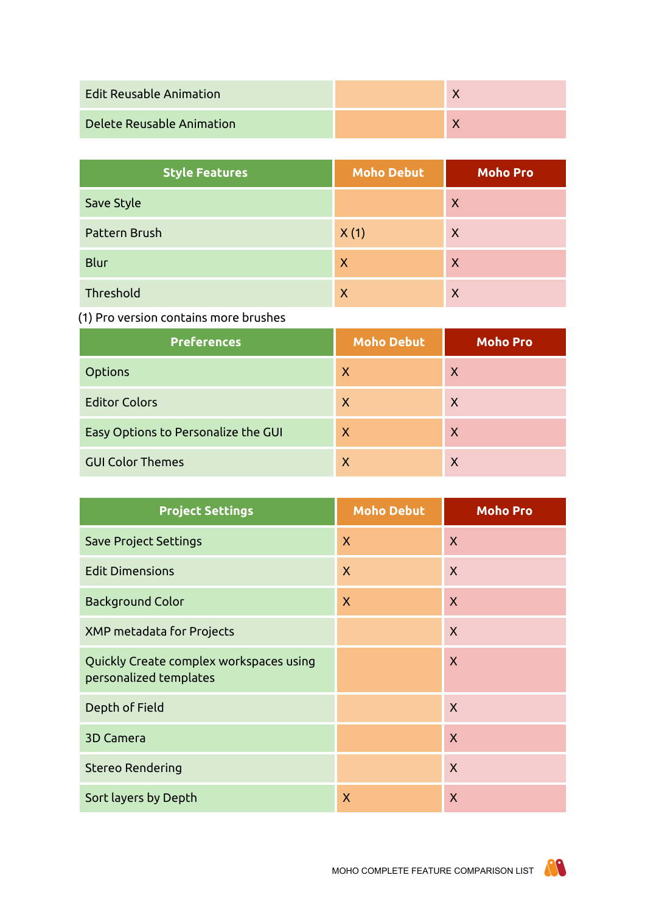| | | |
|---|---|---|
| Edit Reusable Animation | | X |
| Delete Reusable Animation | | X |

| Style Features | Moho Debut | Moho Pro |
|---|---|---|
| Save Style | | X |
| Pattern Brush | X (1) | X |
| Blur | X | X |
| Threshold | X | X |

(1) Pro version contains more brushes

| Preferences | Moho Debut | Moho Pro |
|---|---|---|
| Options | X | X |
| Editor Colors | X | X |
| Easy Options to Personalize the GUI | X | X |
| GUI Color Themes | X | X |

| Project Settings | Moho Debut | Moho Pro |
|---|---|---|
| Save Project Settings | X | X |
| Edit Dimensions | X | X |
| Background Color | X | X |
| XMP metadata for Projects | | X |
| Quickly Create complex workspaces using personalized templates | | X |
| Depth of Field | | X |
| 3D Camera | | X |
| Stereo Rendering | | X |
| Sort layers by Depth | X | X |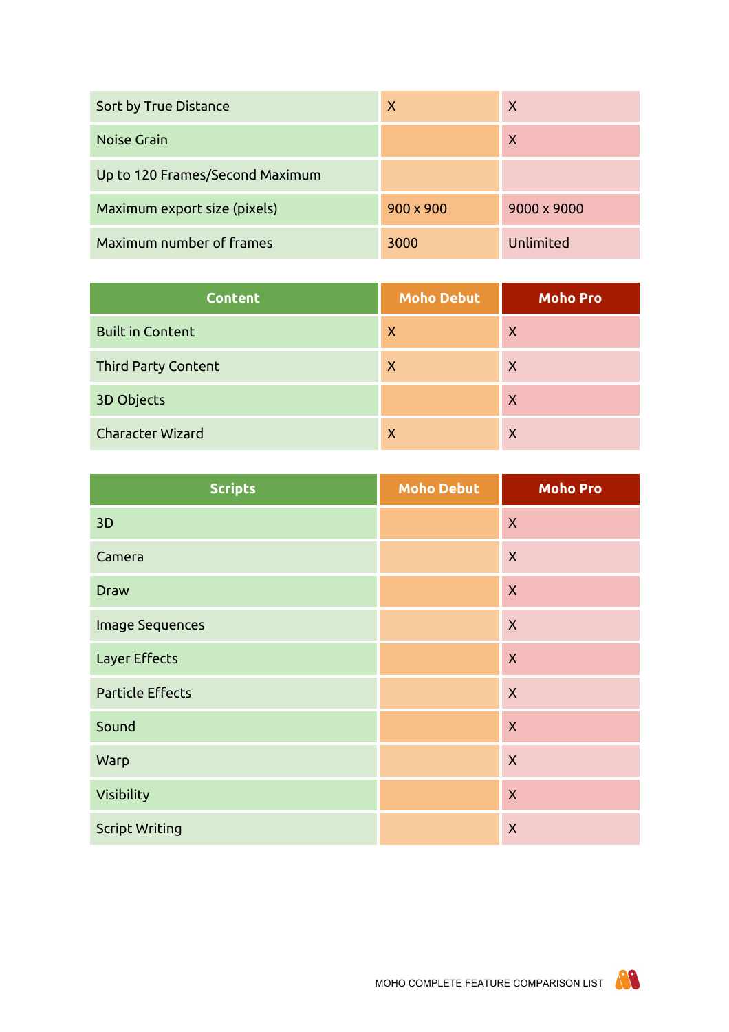| | | |
|---|---|---|
| Sort by True Distance | X | X |
| Noise Grain | | X |
| Up to 120 Frames/Second Maximum | | |
| Maximum export size (pixels) | 900 x 900 | 9000 x 9000 |
| Maximum number of frames | 3000 | Unlimited |

| Content | Moho Debut | Moho Pro |
|---|---|---|
| Built in Content | X | X |
| Third Party Content | X | X |
| 3D Objects | | X |
| Character Wizard | X | X |

| Scripts | Moho Debut | Moho Pro |
|---|---|---|
| 3D | | X |
| Camera | | X |
| Draw | | X |
| Image Sequences | | X |
| Layer Effects | | X |
| Particle Effects | | X |
| Sound | | X |
| Warp | | X |
| Visibility | | X |
| Script Writing | | X |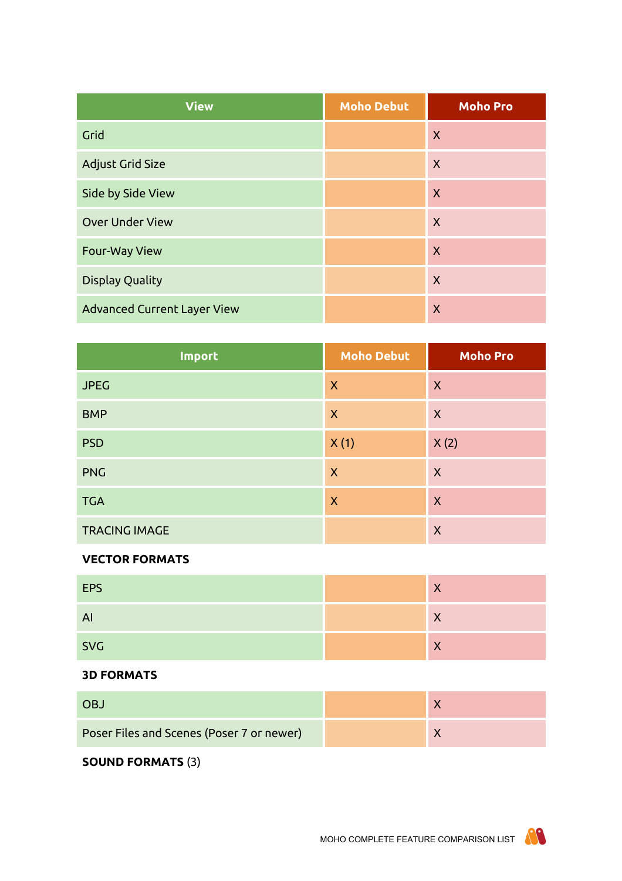| View | Moho Debut | Moho Pro |
|---|---|---|
| Grid | | X |
| Adjust Grid Size | | X |
| Side by Side View | | X |
| Over Under View | | X |
| Four-Way View | | X |
| Display Quality | | X |
| Advanced Current Layer View | | X |

| Import | Moho Debut | Moho Pro |
|---|---|---|
| JPEG | X | X |
| BMP | X | X |
| PSD | X (1) | X (2) |
| PNG | X | X |
| TGA | X | X |
| TRACING IMAGE | | X |
| **VECTOR FORMATS** | | |
| EPS | | X |
| AI | | X |
| SVG | | X |
| **3D FORMATS** | | |
| OBJ | | X |
| Poser Files and Scenes (Poser 7 or newer) | | X |
| **SOUND FORMATS** (3) | | |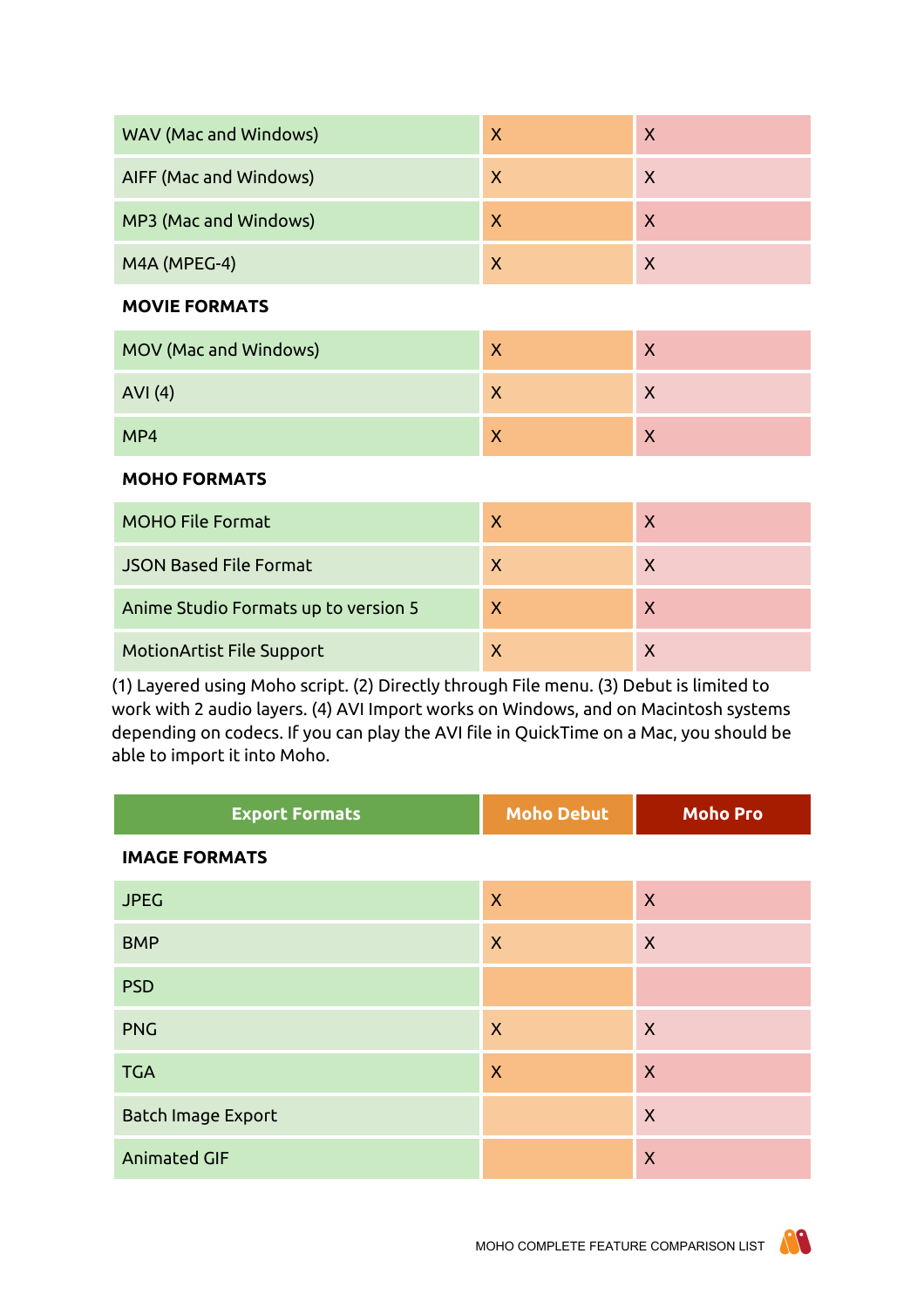| | | |
|---|---|---|
| WAV (Mac and Windows) | X | X |
| AIFF (Mac and Windows) | X | X |
| MP3 (Mac and Windows) | X | X |
| M4A (MPEG-4) | X | X |
| **MOVIE FORMATS** | | |
| MOV (Mac and Windows) | X | X |
| AVI (4) | X | X |
| MP4 | X | X |
| **MOHO FORMATS** | | |
| MOHO File Format | X | X |
| JSON Based File Format | X | X |
| Anime Studio Formats up to version 5 | X | X |
| MotionArtist File Support | X | X |

(1) Layered using Moho script. (2) Directly through File menu. (3) Debut is limited to work with 2 audio layers. (4) AVI Import works on Windows, and on Macintosh systems depending on codecs. If you can play the AVI file in QuickTime on a Mac, you should be able to import it into Moho.

| Export Formats | Moho Debut | Moho Pro |
|---|---|---|
| **IMAGE FORMATS** | | |
| JPEG | X | X |
| BMP | X | X |
| PSD | | |
| PNG | X | X |
| TGA | X | X |
| Batch Image Export | | X |
| Animated GIF | | X |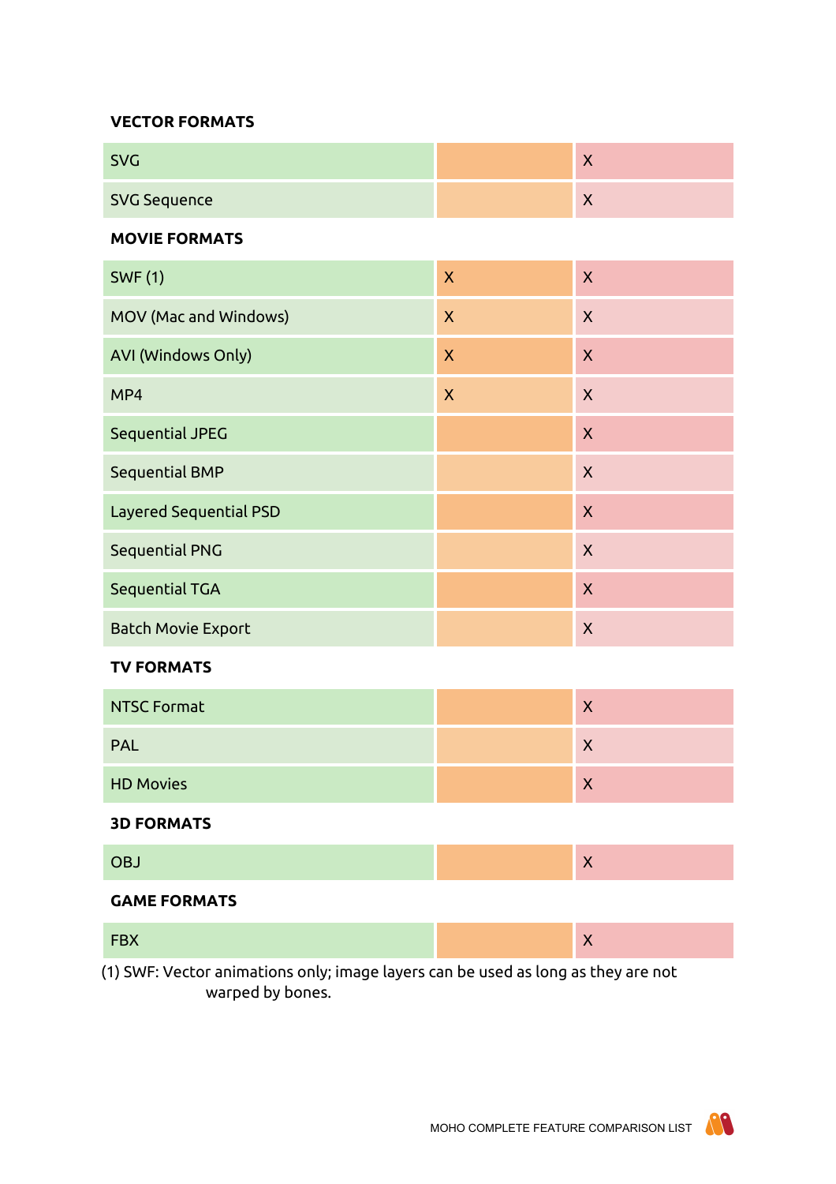### VECTOR FORMATS

| | | |
|---|---|---|
| SVG | | X |
| SVG Sequence | | X |

### MOVIE FORMATS

| | | |
|---|---|---|
| SWF (1) | X | X |
| MOV (Mac and Windows) | X | X |
| AVI (Windows Only) | X | X |
| MP4 | X | X |
| Sequential JPEG | | X |
| Sequential BMP | | X |
| Layered Sequential PSD | | X |
| Sequential PNG | | X |
| Sequential TGA | | X |
| Batch Movie Export | | X |

### TV FORMATS

| | | |
|---|---|---|
| NTSC Format | | X |
| PAL | | X |
| HD Movies | | X |

### 3D FORMATS

| | | |
|---|---|---|
| OBJ | | X |

### GAME FORMATS

| | | |
|---|---|---|
| FBX | | X |

(1) SWF: Vector animations only; image layers can be used as long as they are not warped by bones.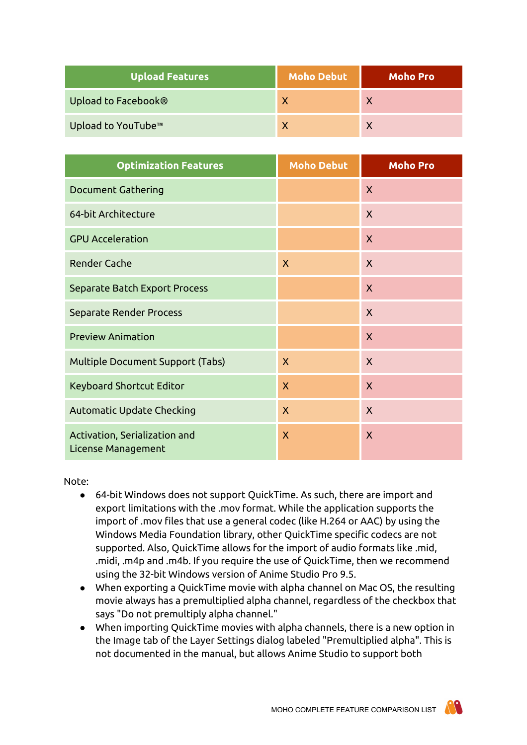| Upload Features | Moho Debut | Moho Pro |
|---|---|---|
| Upload to Facebook® | X | X |
| Upload to YouTube™ | X | X |

| Optimization Features | Moho Debut | Moho Pro |
|---|---|---|
| Document Gathering | | X |
| 64-bit Architecture | | X |
| GPU Acceleration | | X |
| Render Cache | X | X |
| Separate Batch Export Process | | X |
| Separate Render Process | | X |
| Preview Animation | | X |
| Multiple Document Support (Tabs) | X | X |
| Keyboard Shortcut Editor | X | X |
| Automatic Update Checking | X | X |
| Activation, Serialization and License Management | X | X |

Note:

- 64-bit Windows does not support QuickTime. As such, there are import and export limitations with the .mov format. While the application supports the import of .mov files that use a general codec (like H.264 or AAC) by using the Windows Media Foundation library, other QuickTime specific codecs are not supported. Also, QuickTime allows for the import of audio formats like .mid, .midi, .m4p and .m4b. If you require the use of QuickTime, then we recommend using the 32-bit Windows version of Anime Studio Pro 9.5.
- When exporting a QuickTime movie with alpha channel on Mac OS, the resulting movie always has a premultiplied alpha channel, regardless of the checkbox that says "Do not premultiply alpha channel."
- When importing QuickTime movies with alpha channels, there is a new option in the Image tab of the Layer Settings dialog labeled "Premultiplied alpha". This is not documented in the manual, but allows Anime Studio to support both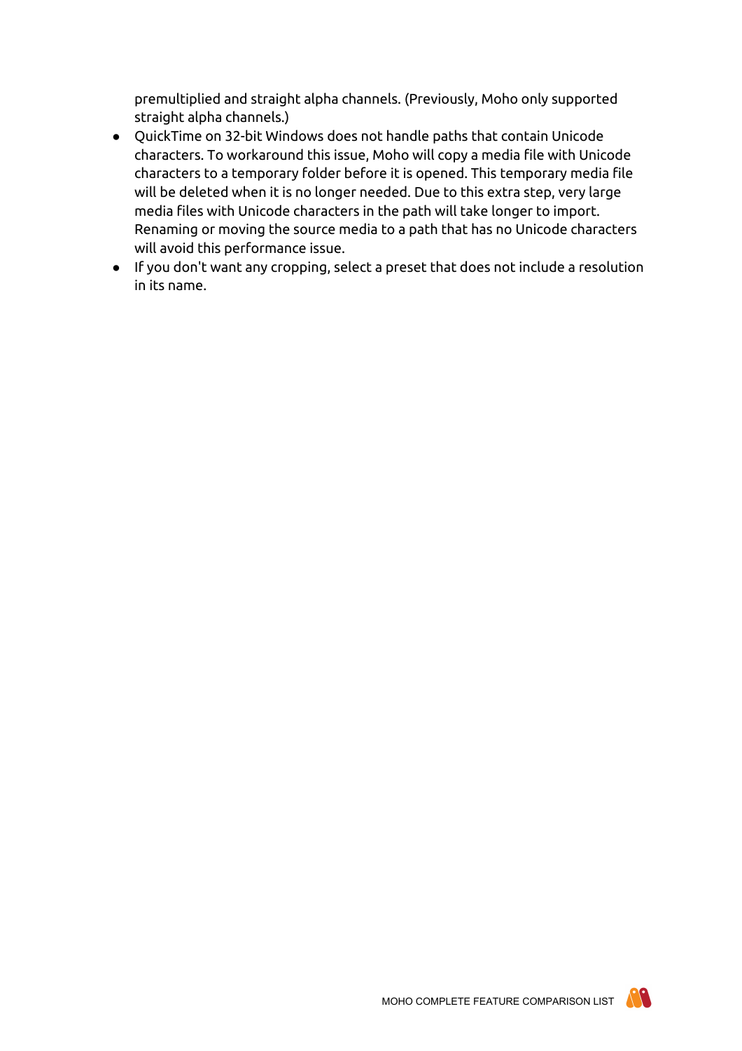premultiplied and straight alpha channels. (Previously, Moho only supported straight alpha channels.)

- QuickTime on 32-bit Windows does not handle paths that contain Unicode characters. To workaround this issue, Moho will copy a media file with Unicode characters to a temporary folder before it is opened. This temporary media file will be deleted when it is no longer needed. Due to this extra step, very large media files with Unicode characters in the path will take longer to import. Renaming or moving the source media to a path that has no Unicode characters will avoid this performance issue.
- If you don't want any cropping, select a preset that does not include a resolution in its name.